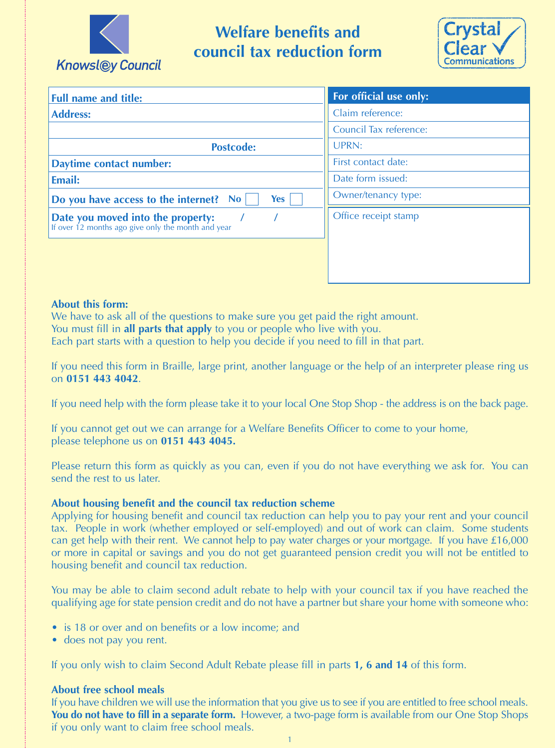Knowsley Council

# Welfare benefits and council tax reduction form

Crystal Clear Communications

| | |
|---|---|
| **Full name and title:** | |
| **Address:** | |
| | |
| **Postcode:** | |
| **Daytime contact number:** | |
| **Email:** | |
| **Do you have access to the internet?** | No ☐ Yes ☐ |
| **Date you moved into the property:** / / <br>If over 12 months ago give only the month and year | |

| **For official use only:** |
|---|
| Claim reference: |
| Council Tax reference: |
| UPRN: |
| First contact date: |
| Date form issued: |
| Owner/tenancy type: |
| Office receipt stamp |

**About this form:**

We have to ask all of the questions to make sure you get paid the right amount.
You must fill in **all parts that apply** to you or people who live with you.
Each part starts with a question to help you decide if you need to fill in that part.

If you need this form in Braille, large print, another language or the help of an interpreter please ring us on **0151 443 4042**.

If you need help with the form please take it to your local One Stop Shop - the address is on the back page.

If you cannot get out we can arrange for a Welfare Benefits Officer to come to your home, please telephone us on **0151 443 4045.**

Please return this form as quickly as you can, even if you do not have everything we ask for. You can send the rest to us later.

**About housing benefit and the council tax reduction scheme**

Applying for housing benefit and council tax reduction can help you to pay your rent and your council tax. People in work (whether employed or self-employed) and out of work can claim. Some students can get help with their rent. We cannot help to pay water charges or your mortgage. If you have £16,000 or more in capital or savings and you do not get guaranteed pension credit you will not be entitled to housing benefit and council tax reduction.

You may be able to claim second adult rebate to help with your council tax if you have reached the qualifying age for state pension credit and do not have a partner but share your home with someone who:

- is 18 or over and on benefits or a low income; and
- does not pay you rent.

If you only wish to claim Second Adult Rebate please fill in parts **1, 6 and 14** of this form.

**About free school meals**

If you have children we will use the information that you give us to see if you are entitled to free school meals. **You do not have to fill in a separate form.** However, a two-page form is available from our One Stop Shops if you only want to claim free school meals.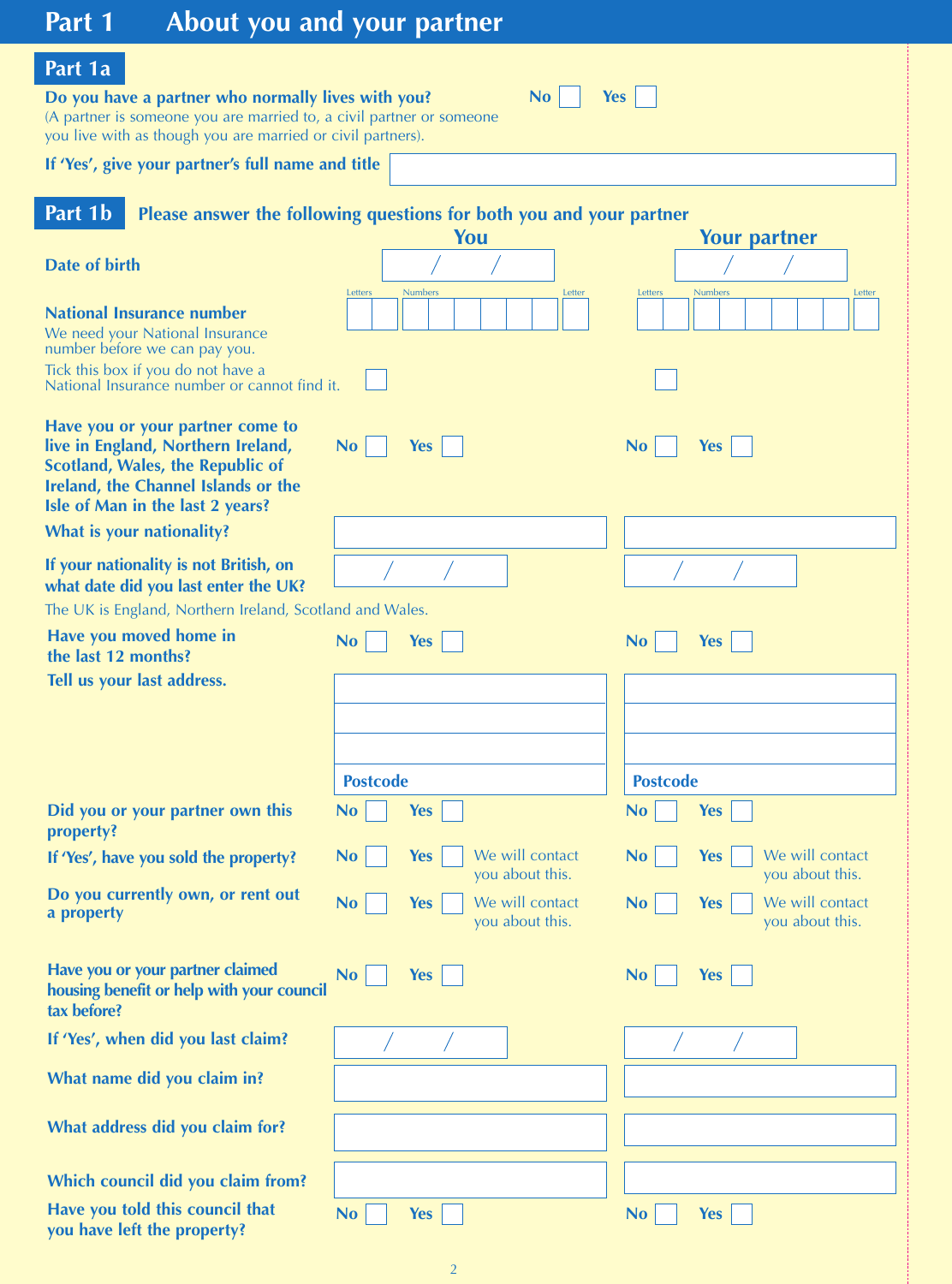# Part 1 About you and your partner

## Part 1a

**Do you have a partner who normally lives with you?** No ☐ Yes ☐

(A partner is someone you are married to, a civil partner or someone you live with as though you are married or civil partners).

**If 'Yes', give your partner's full name and title** ____________________

## Part 1b Please answer the following questions for both you and your partner

| | You | Your partner |
|---|---|---|
| **Date of birth** | / / | / / |
| **National Insurance number** We need your National Insurance number before we can pay you. | Letters / Numbers / Letter | Letters / Numbers / Letter |
| Tick this box if you do not have a National Insurance number or cannot find it. | ☐ | ☐ |
| **Have you or your partner come to live in England, Northern Ireland, Scotland, Wales, the Republic of Ireland, the Channel Islands or the Isle of Man in the last 2 years?** | No ☐ Yes ☐ | No ☐ Yes ☐ |
| **What is your nationality?** | | |
| **If your nationality is not British, on what date did you last enter the UK?** | / / | / / |

The UK is England, Northern Ireland, Scotland and Wales.

| | You | Your partner |
|---|---|---|
| **Have you moved home in the last 12 months?** | No ☐ Yes ☐ | No ☐ Yes ☐ |
| **Tell us your last address.** | Postcode | Postcode |
| **Did you or your partner own this property?** | No ☐ Yes ☐ | No ☐ Yes ☐ |
| **If 'Yes', have you sold the property?** | No ☐ Yes ☐ We will contact you about this. | No ☐ Yes ☐ We will contact you about this. |
| **Do you currently own, or rent out a property** | No ☐ Yes ☐ We will contact you about this. | No ☐ Yes ☐ We will contact you about this. |
| **Have you or your partner claimed housing benefit or help with your council tax before?** | No ☐ Yes ☐ | No ☐ Yes ☐ |
| **If 'Yes', when did you last claim?** | / / | / / |
| **What name did you claim in?** | | |
| **What address did you claim for?** | | |
| **Which council did you claim from?** | | |
| **Have you told this council that you have left the property?** | No ☐ Yes ☐ | No ☐ Yes ☐ |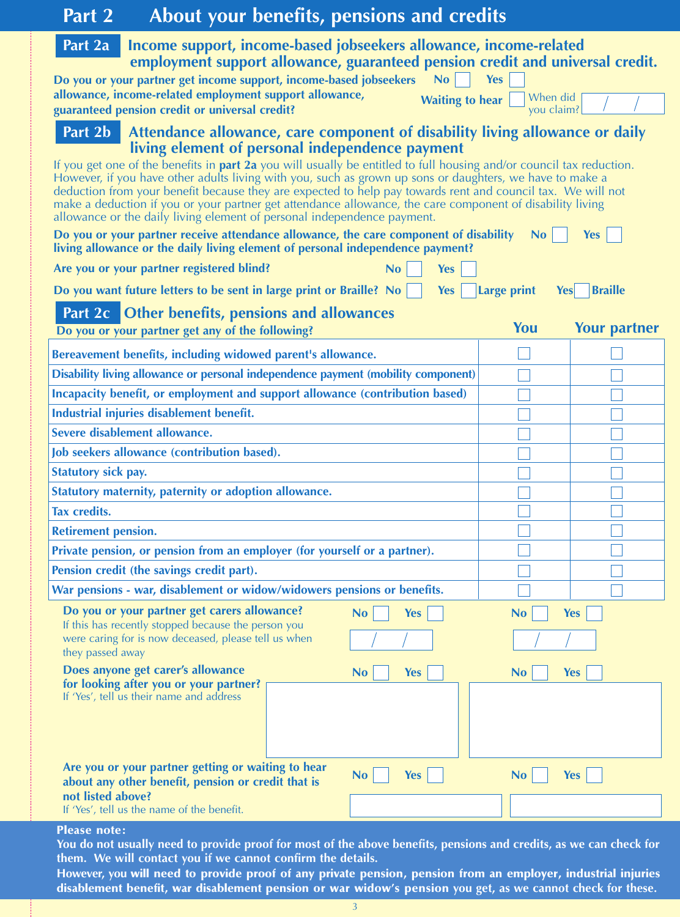# Part 2 About your benefits, pensions and credits

## Part 2a Income support, income-based jobseekers allowance, income-related employment support allowance, guaranteed pension credit and universal credit.

**Do you or your partner get income support, income-based jobseekers allowance, income-related employment support allowance, guaranteed pension credit or universal credit?**

No ☐ Yes ☐

Waiting to hear ☐ When did you claim? __ / __ / __

## Part 2b Attendance allowance, care component of disability living allowance or daily living element of personal independence payment

If you get one of the benefits in **part 2a** you will usually be entitled to full housing and/or council tax reduction. However, if you have other adults living with you, such as grown up sons or daughters, we have to make a deduction from your benefit because they are expected to help pay towards rent and council tax. We will not make a deduction if you or your partner get attendance allowance, the care component of disability living allowance or the daily living element of personal independence payment.

**Do you or your partner receive attendance allowance, the care component of disability living allowance or the daily living element of personal independence payment?** No ☐ Yes ☐

**Are you or your partner registered blind?** No ☐ Yes ☐

**Do you want future letters to be sent in large print or Braille?** No ☐ Yes ☐ Large print Yes ☐ Braille

## Part 2c Other benefits, pensions and allowances

**Do you or your partner get any of the following?**

| | You | Your partner |
|---|---|---|
| Bereavement benefits, including widowed parent's allowance. | ☐ | ☐ |
| Disability living allowance or personal independence payment (mobility component) | ☐ | ☐ |
| Incapacity benefit, or employment and support allowance (contribution based) | ☐ | ☐ |
| Industrial injuries disablement benefit. | ☐ | ☐ |
| Severe disablement allowance. | ☐ | ☐ |
| Job seekers allowance (contribution based). | ☐ | ☐ |
| Statutory sick pay. | ☐ | ☐ |
| Statutory maternity, paternity or adoption allowance. | ☐ | ☐ |
| Tax credits. | ☐ | ☐ |
| Retirement pension. | ☐ | ☐ |
| Private pension, or pension from an employer (for yourself or a partner). | ☐ | ☐ |
| Pension credit (the savings credit part). | ☐ | ☐ |
| War pensions - war, disablement or widow/widowers pensions or benefits. | ☐ | ☐ |

| | You | Your partner |
|---|---|---|
| **Do you or your partner get carers allowance?** If this has recently stopped because the person you were caring for is now deceased, please tell us when they passed away | No ☐ Yes ☐ __ / __ / __ | No ☐ Yes ☐ __ / __ / __ |
| **Does anyone get carer's allowance for looking after you or your partner?** If 'Yes', tell us their name and address | No ☐ Yes ☐ | No ☐ Yes ☐ |
| **Are you or your partner getting or waiting to hear about any other benefit, pension or credit that is not listed above?** If 'Yes', tell us the name of the benefit. | No ☐ Yes ☐ | No ☐ Yes ☐ |

**Please note:**
**You do not usually need to provide proof for most of the above benefits, pensions and credits, as we can check for them. We will contact you if we cannot confirm the details.**
**However, you will need to provide proof of any private pension, pension from an employer, industrial injuries disablement benefit, war disablement pension or war widow's pension you get, as we cannot check for these.**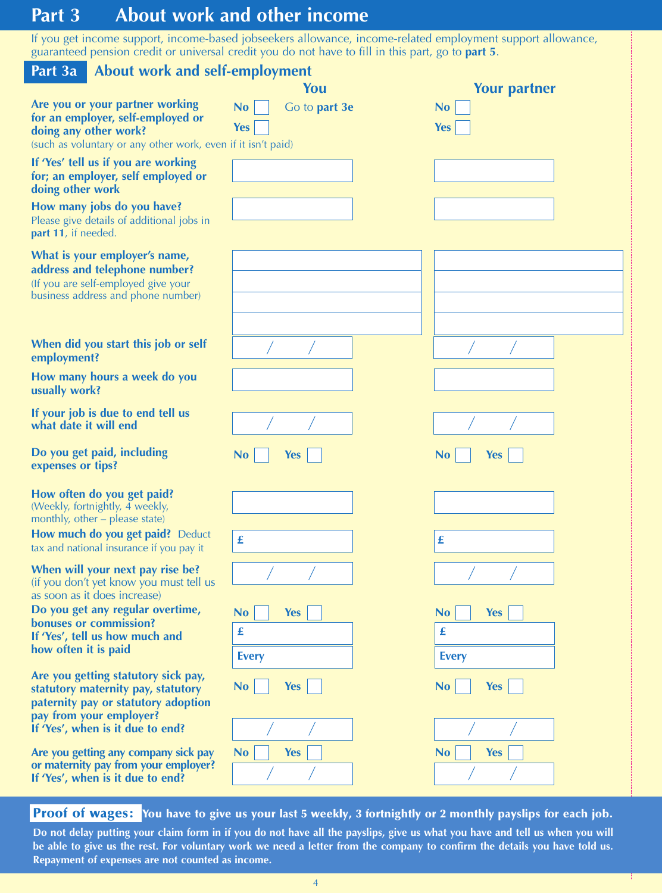# Part 3 About work and other income

If you get income support, income-based jobseekers allowance, income-related employment support allowance, guaranteed pension credit or universal credit you do not have to fill in this part, go to **part 5**.

## Part 3a About work and self-employment

| | You | Your partner |
|---|---|---|
| **Are you or your partner working for an employer, self-employed or doing any other work?** (such as voluntary or any other work, even if it isn't paid) | **No** ☐ Go to **part 3e**<br>**Yes** ☐ | **No** ☐<br>**Yes** ☐ |
| **If 'Yes' tell us if you are working for; an employer, self employed or doing other work** | | |
| **How many jobs do you have?** Please give details of additional jobs in **part 11**, if needed. | | |
| **What is your employer's name, address and telephone number?** (If you are self-employed give your business address and phone number) | | |
| **When did you start this job or self employment?** | / / | / / |
| **How many hours a week do you usually work?** | | |
| **If your job is due to end tell us what date it will end** | / / | / / |
| **Do you get paid, including expenses or tips?** | **No** ☐ **Yes** ☐ | **No** ☐ **Yes** ☐ |
| **How often do you get paid?** (Weekly, fortnightly, 4 weekly, monthly, other – please state) | | |
| **How much do you get paid?** Deduct tax and national insurance if you pay it | **£** | **£** |
| **When will your next pay rise be?** (if you don't yet know you must tell us as soon as it does increase) | / / | / / |
| **Do you get any regular overtime, bonuses or commission? If 'Yes', tell us how much and how often it is paid** | **No** ☐ **Yes** ☐<br>**£**<br>**Every** | **No** ☐ **Yes** ☐<br>**£**<br>**Every** |
| **Are you getting statutory sick pay, statutory maternity pay, statutory paternity pay or statutory adoption pay from your employer? If 'Yes', when is it due to end?** | **No** ☐ **Yes** ☐<br>/ / | **No** ☐ **Yes** ☐<br>/ / |
| **Are you getting any company sick pay or maternity pay from your employer? If 'Yes', when is it due to end?** | **No** ☐ **Yes** ☐<br>/ / | **No** ☐ **Yes** ☐<br>/ / |

**Proof of wages: You have to give us your last 5 weekly, 3 fortnightly or 2 monthly payslips for each job.**

**Do not delay putting your claim form in if you do not have all the payslips, give us what you have and tell us when you will be able to give us the rest. For voluntary work we need a letter from the company to confirm the details you have told us. Repayment of expenses are not counted as income.**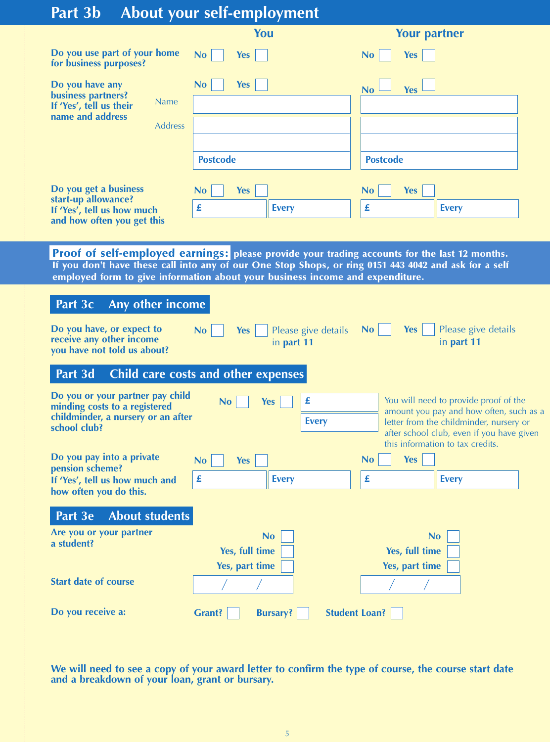## Part 3b About your self-employment

| | You | Your partner |
|---|---|---|
| **Do you use part of your home for business purposes?** | No ☐ Yes ☐ | No ☐ Yes ☐ |
| **Do you have any business partners? If 'Yes', tell us their name and address** | No ☐ Yes ☐ | No ☐ Yes ☐ |
| Name | | |
| Address | | |
| | Postcode | Postcode |
| **Do you get a business start-up allowance? If 'Yes', tell us how much and how often you get this** | No ☐ Yes ☐ | No ☐ Yes ☐ |
| | £ Every | £ Every |

**Proof of self-employed earnings:** **please provide your trading accounts for the last 12 months. If you don't have these call into any of our One Stop Shops, or ring 0151 443 4042 and ask for a self employed form to give information about your business income and expenditure.**

## Part 3c Any other income

| | You | Your partner |
|---|---|---|
| **Do you have, or expect to receive any other income you have not told us about?** | No ☐ Yes ☐ Please give details in **part 11** | No ☐ Yes ☐ Please give details in **part 11** |

## Part 3d Child care costs and other expenses

**Do you or your partner pay child minding costs to a registered childminder, a nursery or an after school club?** No ☐ Yes ☐ £ Every

You will need to provide proof of the amount you pay and how often, such as a letter from the childminder, nursery or after school club, even if you have given this information to tax credits.

| | You | Your partner |
|---|---|---|
| **Do you pay into a private pension scheme? If 'Yes', tell us how much and how often you do this.** | No ☐ Yes ☐ | No ☐ Yes ☐ |
| | £ Every | £ Every |

## Part 3e About students

| | You | Your partner |
|---|---|---|
| **Are you or your partner a student?** | No ☐ | No ☐ |
| | Yes, full time ☐ | Yes, full time ☐ |
| | Yes, part time ☐ | Yes, part time ☐ |
| **Start date of course** | / / | / / |

**Do you receive a:** **Grant?** ☐ **Bursary?** ☐ **Student Loan?** ☐

**We will need to see a copy of your award letter to confirm the type of course, the course start date and a breakdown of your loan, grant or bursary.**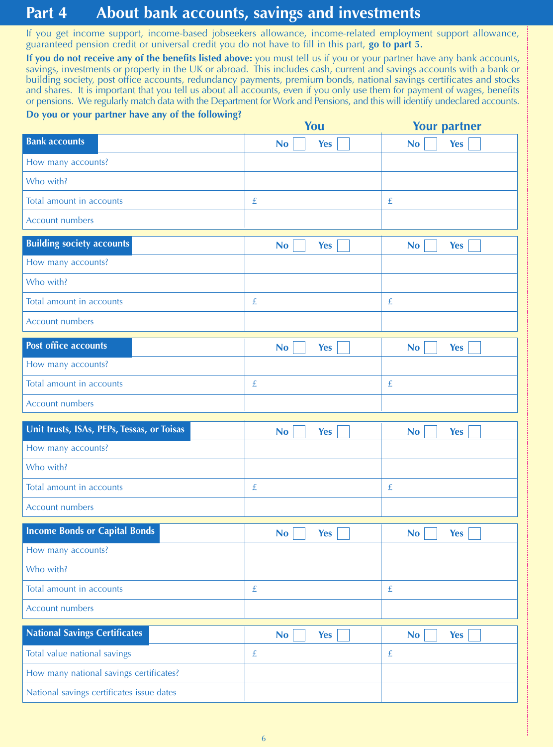# Part 4 About bank accounts, savings and investments

If you get income support, income-based jobseekers allowance, income-related employment support allowance, guaranteed pension credit or universal credit you do not have to fill in this part, **go to part 5.**

**If you do not receive any of the benefits listed above:** you must tell us if you or your partner have any bank accounts, savings, investments or property in the UK or abroad. This includes cash, current and savings accounts with a bank or building society, post office accounts, redundancy payments, premium bonds, national savings certificates and stocks and shares. It is important that you tell us about all accounts, even if you only use them for payment of wages, benefits or pensions. We regularly match data with the Department for Work and Pensions, and this will identify undeclared accounts.

**Do you or your partner have any of the following?**

| | You | Your partner |
|---|---|---|
| **Bank accounts** | No ☐ Yes ☐ | No ☐ Yes ☐ |
| How many accounts? | | |
| Who with? | | |
| Total amount in accounts | £ | £ |
| Account numbers | | |

| | You | Your partner |
|---|---|---|
| **Building society accounts** | No ☐ Yes ☐ | No ☐ Yes ☐ |
| How many accounts? | | |
| Who with? | | |
| Total amount in accounts | £ | £ |
| Account numbers | | |

| | You | Your partner |
|---|---|---|
| **Post office accounts** | No ☐ Yes ☐ | No ☐ Yes ☐ |
| How many accounts? | | |
| Total amount in accounts | £ | £ |
| Account numbers | | |

| | You | Your partner |
|---|---|---|
| **Unit trusts, ISAs, PEPs, Tessas, or Toisas** | No ☐ Yes ☐ | No ☐ Yes ☐ |
| How many accounts? | | |
| Who with? | | |
| Total amount in accounts | £ | £ |
| Account numbers | | |

| | You | Your partner |
|---|---|---|
| **Income Bonds or Capital Bonds** | No ☐ Yes ☐ | No ☐ Yes ☐ |
| How many accounts? | | |
| Who with? | | |
| Total amount in accounts | £ | £ |
| Account numbers | | |

| | You | Your partner |
|---|---|---|
| **National Savings Certificates** | No ☐ Yes ☐ | No ☐ Yes ☐ |
| Total value national savings | £ | £ |
| How many national savings certificates? | | |
| National savings certificates issue dates | | |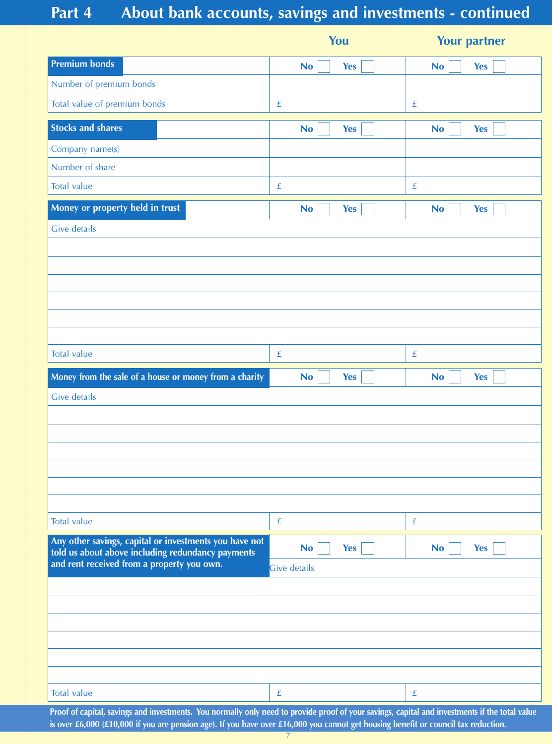## Part 4 About bank accounts, savings and investments - continued

| | You | Your partner |
|---|---|---|
| **Premium bonds** | No ☐ Yes ☐ | No ☐ Yes ☐ |
| Number of premium bonds | | |
| Total value of premium bonds | £ | £ |

| | You | Your partner |
|---|---|---|
| **Stocks and shares** | No ☐ Yes ☐ | No ☐ Yes ☐ |
| Company name(s) | | |
| Number of share | | |
| Total value | £ | £ |

| | You | Your partner |
|---|---|---|
| **Money or property held in trust** | No ☐ Yes ☐ | No ☐ Yes ☐ |
| Give details | | |
| | | |
| | | |
| | | |
| | | |
| | | |
| | | |
| Total value | £ | £ |

| | You | Your partner |
|---|---|---|
| **Money from the sale of a house or money from a charity** | No ☐ Yes ☐ | No ☐ Yes ☐ |
| Give details | | |
| | | |
| | | |
| | | |
| | | |
| | | |
| | | |
| Total value | £ | £ |

| | You | Your partner |
|---|---|---|
| **Any other savings, capital or investments you have not told us about above including redundancy payments and rent received from a property you own.** | No ☐ Yes ☐ | No ☐ Yes ☐ |
| | Give details | |
| | | |
| | | |
| | | |
| | | |
| | | |
| | | |
| Total value | £ | £ |

**Proof of capital, savings and investments. You normally only need to provide proof of your savings, capital and investments if the total value is over £6,000 (£10,000 if you are pension age). If you have over £16,000 you cannot get housing benefit or council tax reduction.**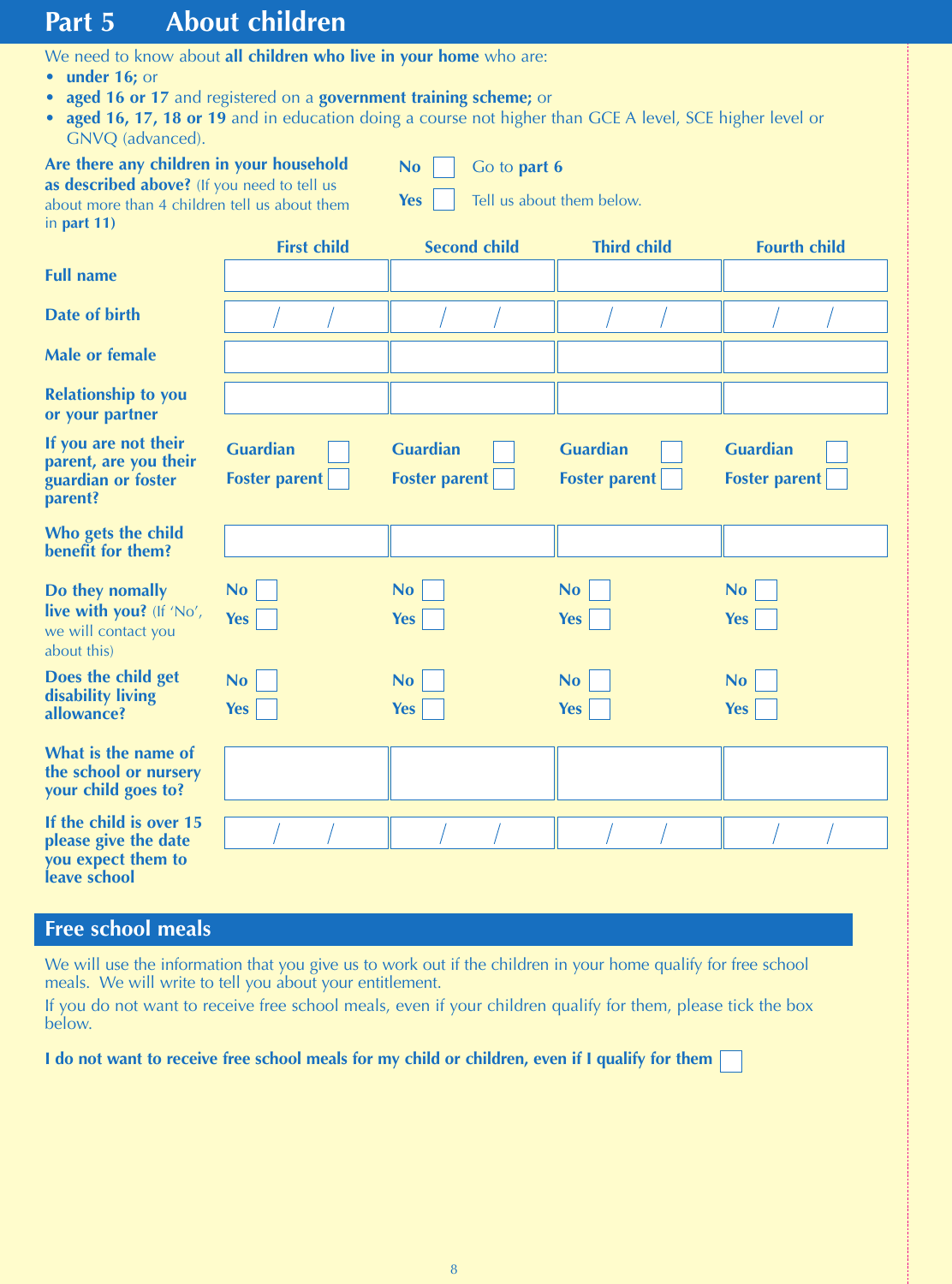# Part 5 About children

We need to know about **all children who live in your home** who are:

- **under 16;** or
- **aged 16 or 17** and registered on a **government training scheme;** or
- **aged 16, 17, 18 or 19** and in education doing a course not higher than GCE A level, SCE higher level or GNVQ (advanced).

**Are there any children in your household as described above?** (If you need to tell us about more than 4 children tell us about them in **part 11**)

**No** ☐ Go to **part 6**

**Yes** ☐ Tell us about them below.

| | First child | Second child | Third child | Fourth child |
|---|---|---|---|---|
| **Full name** | | | | |
| **Date of birth** | / / | / / | / / | / / |
| **Male or female** | | | | |
| **Relationship to you or your partner** | | | | |
| **If you are not their parent, are you their guardian or foster parent?** | Guardian ☐ Foster parent ☐ | Guardian ☐ Foster parent ☐ | Guardian ☐ Foster parent ☐ | Guardian ☐ Foster parent ☐ |
| **Who gets the child benefit for them?** | | | | |
| **Do they nomally live with you?** (If 'No', we will contact you about this) | No ☐ Yes ☐ | No ☐ Yes ☐ | No ☐ Yes ☐ | No ☐ Yes ☐ |
| **Does the child get disability living allowance?** | No ☐ Yes ☐ | No ☐ Yes ☐ | No ☐ Yes ☐ | No ☐ Yes ☐ |
| **What is the name of the school or nursery your child goes to?** | | | | |
| **If the child is over 15 please give the date you expect them to leave school** | / / | / / | / / | / / |

## Free school meals

We will use the information that you give us to work out if the children in your home qualify for free school meals. We will write to tell you about your entitlement.

If you do not want to receive free school meals, even if your children qualify for them, please tick the box below.

**I do not want to receive free school meals for my child or children, even if I qualify for them** ☐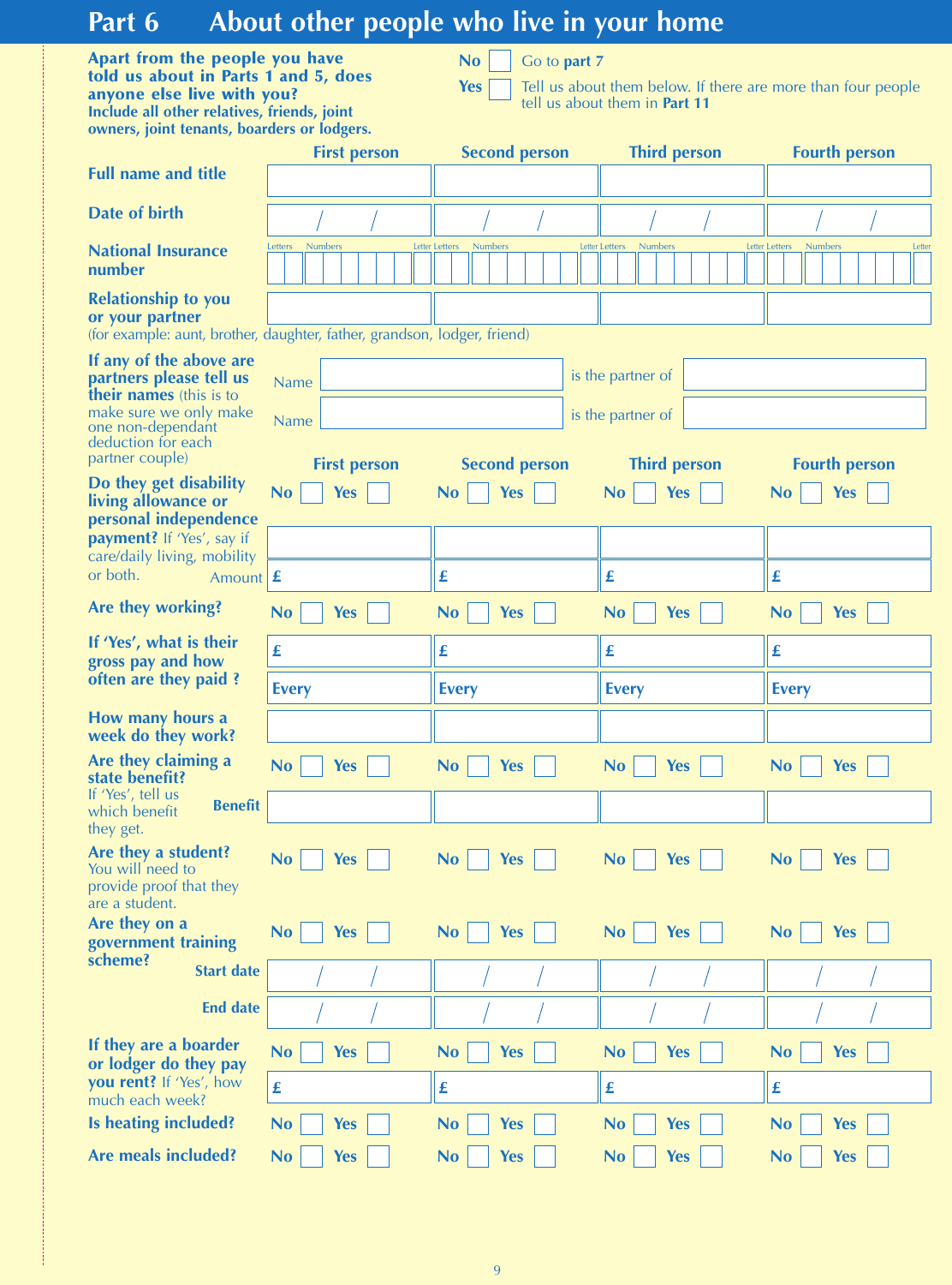# Part 6 About other people who live in your home

**Apart from the people you have told us about in Parts 1 and 5, does anyone else live with you?**
**Include all other relatives, friends, joint owners, joint tenants, boarders or lodgers.**

**No** ☐ Go to **part 7**

**Yes** ☐ Tell us about them below. If there are more than four people tell us about them in **Part 11**

| | First person | Second person | Third person | Fourth person |
|---|---|---|---|---|
| **Full name and title** | | | | |
| **Date of birth** | / / | / / | / / | / / |
| **National Insurance number** | Letters / Numbers / Letter | Letters / Numbers / Letter | Letters / Numbers / Letter | Letters / Numbers / Letter |
| **Relationship to you or your partner** (for example: aunt, brother, daughter, father, grandson, lodger, friend) | | | | |

**If any of the above are partners please tell us their names** (this is to make sure we only make one non-dependant deduction for each partner couple)

Name ______________ is the partner of ______________

Name ______________ is the partner of ______________

| | First person | Second person | Third person | Fourth person |
|---|---|---|---|---|
| **Do they get disability living allowance or personal independence payment?** If 'Yes', say if care/daily living, mobility or both. | No ☐ Yes ☐ | No ☐ Yes ☐ | No ☐ Yes ☐ | No ☐ Yes ☐ |
| | | | | |
| Amount | £ | £ | £ | £ |
| **Are they working?** | No ☐ Yes ☐ | No ☐ Yes ☐ | No ☐ Yes ☐ | No ☐ Yes ☐ |
| **If 'Yes', what is their gross pay and how often are they paid ?** | £ | £ | £ | £ |
| | Every | Every | Every | Every |
| **How many hours a week do they work?** | | | | |
| **Are they claiming a state benefit?** If 'Yes', tell us which benefit they get. | No ☐ Yes ☐ | No ☐ Yes ☐ | No ☐ Yes ☐ | No ☐ Yes ☐ |
| **Benefit** | | | | |
| **Are they a student?** You will need to provide proof that they are a student. | No ☐ Yes ☐ | No ☐ Yes ☐ | No ☐ Yes ☐ | No ☐ Yes ☐ |
| **Are they on a government training scheme?** | No ☐ Yes ☐ | No ☐ Yes ☐ | No ☐ Yes ☐ | No ☐ Yes ☐ |
| **Start date** | / / | / / | / / | / / |
| **End date** | / / | / / | / / | / / |
| **If they are a boarder or lodger do they pay you rent?** If 'Yes', how much each week? | No ☐ Yes ☐ | No ☐ Yes ☐ | No ☐ Yes ☐ | No ☐ Yes ☐ |
| | £ | £ | £ | £ |
| **Is heating included?** | No ☐ Yes ☐ | No ☐ Yes ☐ | No ☐ Yes ☐ | No ☐ Yes ☐ |
| **Are meals included?** | No ☐ Yes ☐ | No ☐ Yes ☐ | No ☐ Yes ☐ | No ☐ Yes ☐ |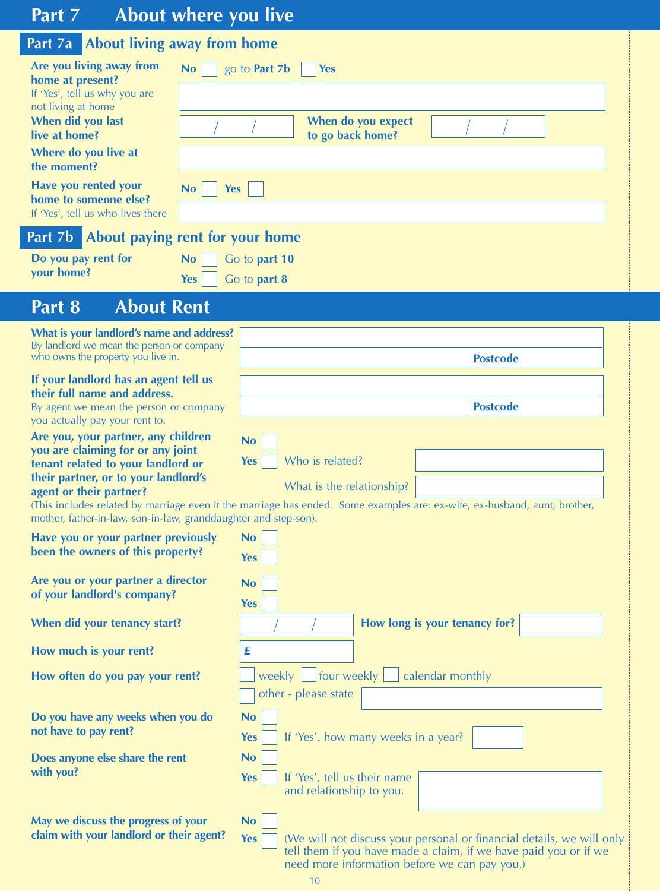# Part 7 About where you live

## Part 7a About living away from home

**Are you living away from home at present?**
If 'Yes', tell us why you are not living at home

**No** ☐ go to **Part 7b** ☐ **Yes**

**When did you last live at home?** / /

**When do you expect to go back home?** / /

**Where do you live at the moment?**

**Have you rented your home to someone else?**
If 'Yes', tell us who lives there

**No** ☐ **Yes** ☐

## Part 7b About paying rent for your home

**Do you pay rent for your home?**

**No** ☐ Go to **part 10**

**Yes** ☐ Go to **part 8**

# Part 8 About Rent

**What is your landlord's name and address?**
By landlord we mean the person or company who owns the property you live in.

**Postcode**

**If your landlord has an agent tell us their full name and address.**
By agent we mean the person or company you actually pay your rent to.

**Postcode**

**Are you, your partner, any children you are claiming for or any joint tenant related to your landlord or their partner, or to your landlord's agent or their partner?**

**No** ☐

**Yes** ☐ Who is related?

What is the relationship?

(This includes related by marriage even if the marriage has ended. Some examples are: ex-wife, ex-husband, aunt, brother, mother, father-in-law, son-in-law, granddaughter and step-son).

**Have you or your partner previously been the owners of this property?**

**No** ☐

**Yes** ☐

**Are you or your partner a director of your landlord's company?**

**No** ☐

**Yes** ☐

**When did your tenancy start?** / /

**How long is your tenancy for?**

**How much is your rent?** £

**How often do you pay your rent?**

☐ weekly ☐ four weekly ☐ calendar monthly

☐ other - please state

**Do you have any weeks when you do not have to pay rent?**

**No** ☐

**Yes** ☐ If 'Yes', how many weeks in a year?

**Does anyone else share the rent with you?**

**No** ☐

**Yes** ☐ If 'Yes', tell us their name and relationship to you.

**May we discuss the progress of your claim with your landlord or their agent?**

**No** ☐

**Yes** ☐ (We will not discuss your personal or financial details, we will only tell them if you have made a claim, if we have paid you or if we need more information before we can pay you.)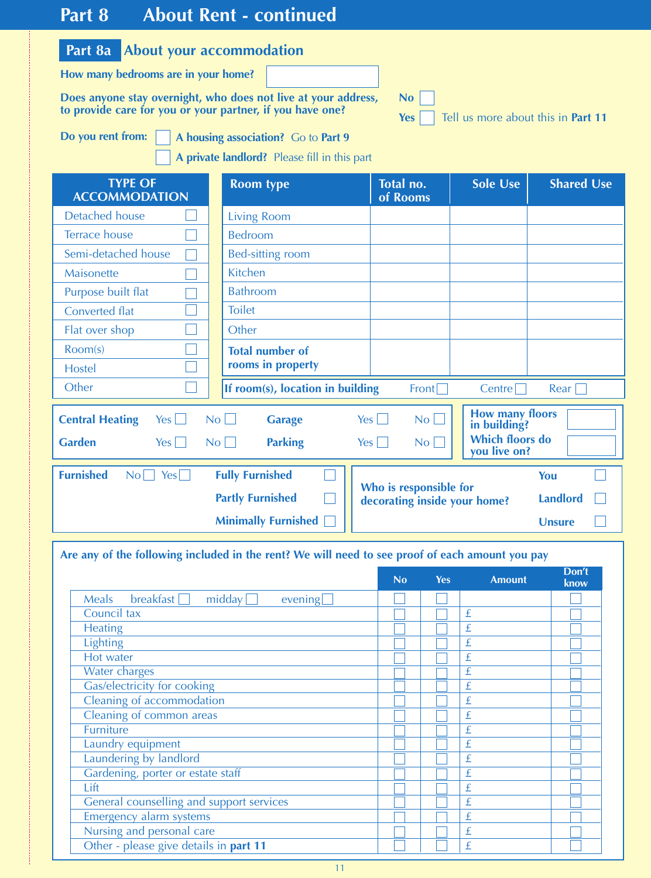# Part 8 About Rent - continued

## Part 8a About your accommodation

**How many bedrooms are in your home?** ☐

**Does anyone stay overnight, who does not live at your address, to provide care for you or your partner, if you have one?**

No ☐

Yes ☐ Tell us more about this in **Part 11**

**Do you rent from:** ☐ **A housing association?** Go to **Part 9**

☐ **A private landlord?** Please fill in this part

| TYPE OF ACCOMMODATION | |
|---|---|
| Detached house | ☐ |
| Terrace house | ☐ |
| Semi-detached house | ☐ |
| Maisonette | ☐ |
| Purpose built flat | ☐ |
| Converted flat | ☐ |
| Flat over shop | ☐ |
| Room(s) | ☐ |
| Hostel | ☐ |
| Other | ☐ |

| Room type | Total no. of Rooms | Sole Use | Shared Use |
|---|---|---|---|
| Living Room | | | |
| Bedroom | | | |
| Bed-sitting room | | | |
| Kitchen | | | |
| Bathroom | | | |
| Toilet | | | |
| Other | | | |
| **Total number of rooms in property** | | | |

**If room(s), location in building** Front ☐ Centre ☐ Rear ☐

**Central Heating** Yes ☐ No ☐ **Garage** Yes ☐ No ☐

**Garden** Yes ☐ No ☐ **Parking** Yes ☐ No ☐

**How many floors in building?** ☐

**Which floors do you live on?** ☐

**Furnished** No ☐ Yes ☐

**Fully Furnished** ☐

**Partly Furnished** ☐

**Minimally Furnished** ☐

**Who is responsible for decorating inside your home?** **You** ☐ **Landlord** ☐ **Unsure** ☐

**Are any of the following included in the rent? We will need to see proof of each amount you pay**

| | No | Yes | Amount | Don't know |
|---|---|---|---|---|
| Meals breakfast ☐ midday ☐ evening ☐ | ☐ | ☐ | | ☐ |
| Council tax | ☐ | ☐ | £ | ☐ |
| Heating | ☐ | ☐ | £ | ☐ |
| Lighting | ☐ | ☐ | £ | ☐ |
| Hot water | ☐ | ☐ | £ | ☐ |
| Water charges | ☐ | ☐ | £ | ☐ |
| Gas/electricity for cooking | ☐ | ☐ | £ | ☐ |
| Cleaning of accommodation | ☐ | ☐ | £ | ☐ |
| Cleaning of common areas | ☐ | ☐ | £ | ☐ |
| Furniture | ☐ | ☐ | £ | ☐ |
| Laundry equipment | ☐ | ☐ | £ | ☐ |
| Laundering by landlord | ☐ | ☐ | £ | ☐ |
| Gardening, porter or estate staff | ☐ | ☐ | £ | ☐ |
| Lift | ☐ | ☐ | £ | ☐ |
| General counselling and support services | ☐ | ☐ | £ | ☐ |
| Emergency alarm systems | ☐ | ☐ | £ | ☐ |
| Nursing and personal care | ☐ | ☐ | £ | ☐ |
| Other - please give details in **part 11** | ☐ | ☐ | £ | ☐ |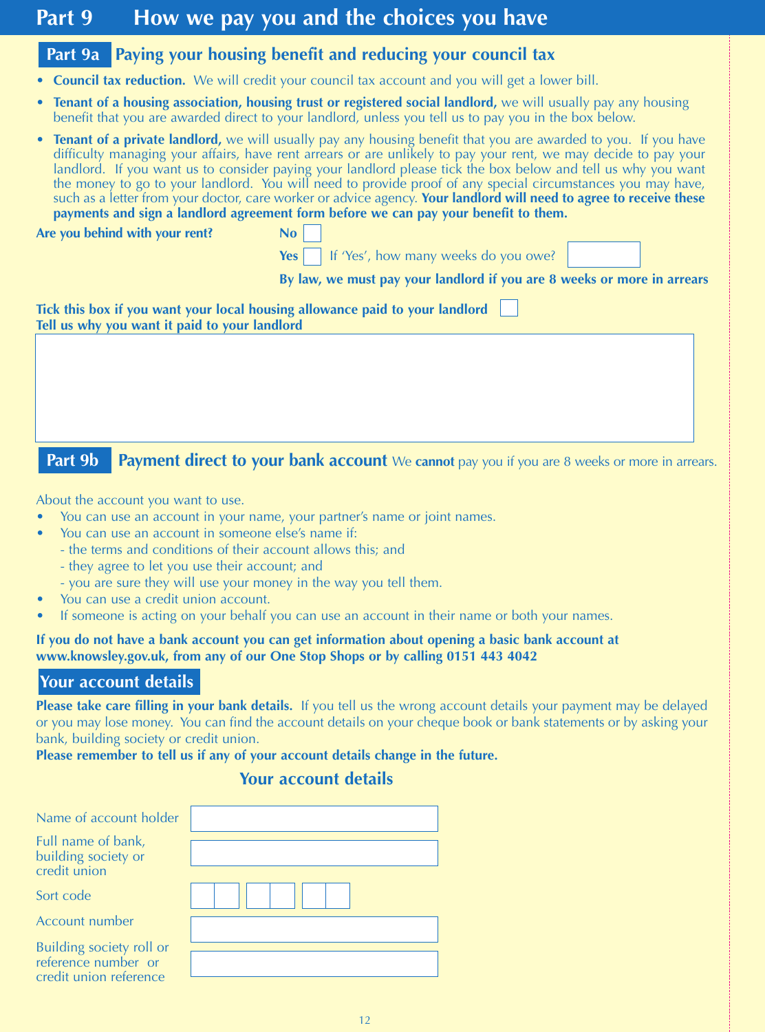# Part 9 How we pay you and the choices you have

## Part 9a Paying your housing benefit and reducing your council tax

- **Council tax reduction.** We will credit your council tax account and you will get a lower bill.
- **Tenant of a housing association, housing trust or registered social landlord,** we will usually pay any housing benefit that you are awarded direct to your landlord, unless you tell us to pay you in the box below.
- **Tenant of a private landlord,** we will usually pay any housing benefit that you are awarded to you. If you have difficulty managing your affairs, have rent arrears or are unlikely to pay your rent, we may decide to pay your landlord. If you want us to consider paying your landlord please tick the box below and tell us why you want the money to go to your landlord. You will need to provide proof of any special circumstances you may have, such as a letter from your doctor, care worker or advice agency. **Your landlord will need to agree to receive these payments and sign a landlord agreement form before we can pay your benefit to them.**

**Are you behind with your rent?** **No** ☐

**Yes** ☐ If 'Yes', how many weeks do you owe? ______

**By law, we must pay your landlord if you are 8 weeks or more in arrears**

**Tick this box if you want your local housing allowance paid to your landlord** ☐

**Tell us why you want it paid to your landlord**

______

## Part 9b Payment direct to your bank account

We **cannot** pay you if you are 8 weeks or more in arrears.

About the account you want to use.

- You can use an account in your name, your partner's name or joint names.
- You can use an account in someone else's name if:
  - the terms and conditions of their account allows this; and
  - they agree to let you use their account; and
  - you are sure they will use your money in the way you tell them.
- You can use a credit union account.
- If someone is acting on your behalf you can use an account in their name or both your names.

**If you do not have a bank account you can get information about opening a basic bank account at www.knowsley.gov.uk, from any of our One Stop Shops or by calling 0151 443 4042**

### Your account details

**Please take care filling in your bank details.** If you tell us the wrong account details your payment may be delayed or you may lose money. You can find the account details on your cheque book or bank statements or by asking your bank, building society or credit union.

**Please remember to tell us if any of your account details change in the future.**

### Your account details

Name of account holder ______

Full name of bank, building society or credit union ______

Sort code ☐☐ ☐☐ ☐☐

Account number ______

Building society roll or reference number or credit union reference ______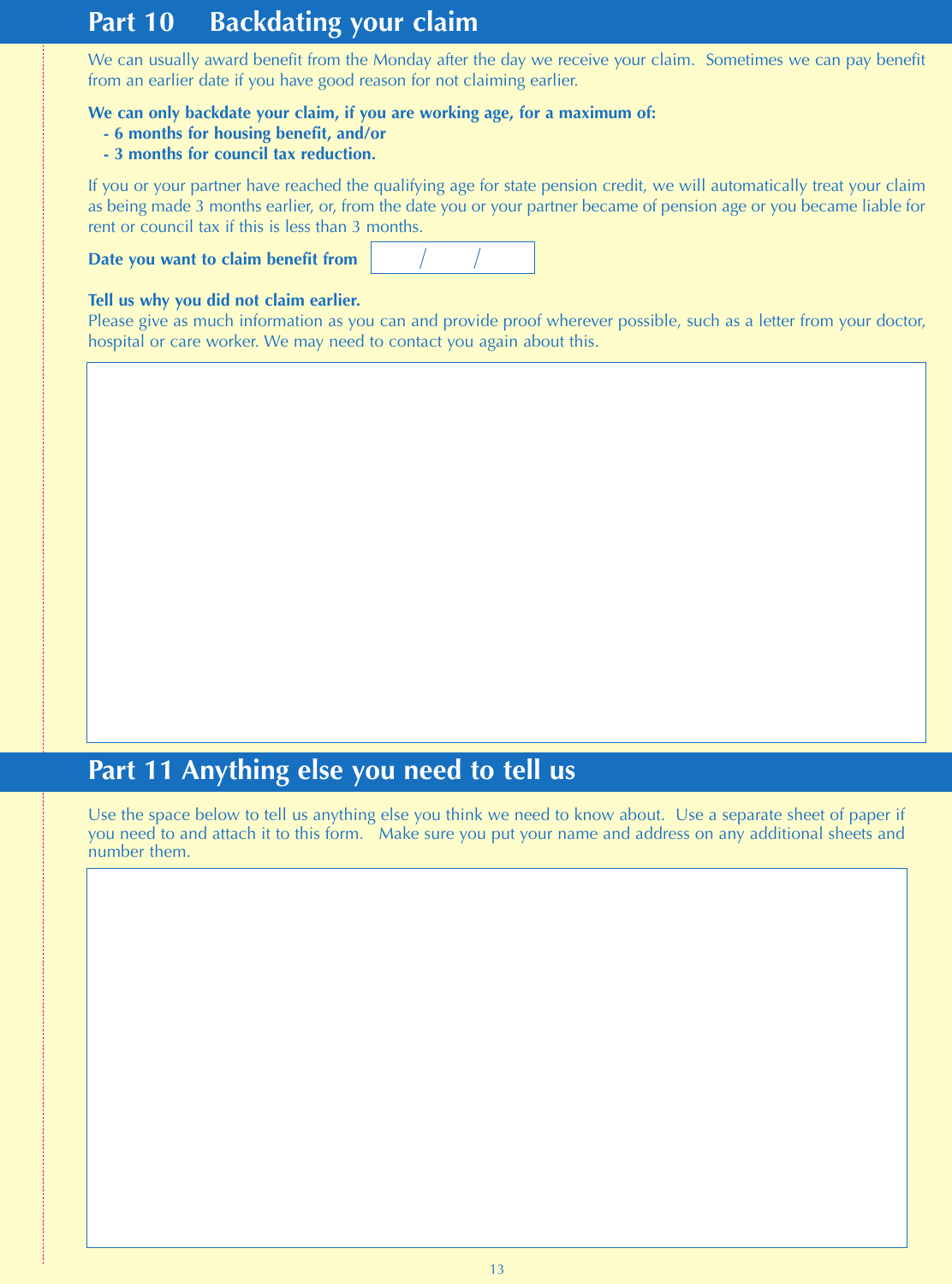## Part 10 Backdating your claim

We can usually award benefit from the Monday after the day we receive your claim. Sometimes we can pay benefit from an earlier date if you have good reason for not claiming earlier.

**We can only backdate your claim, if you are working age, for a maximum of:**
- **6 months for housing benefit, and/or**
- **3 months for council tax reduction.**

If you or your partner have reached the qualifying age for state pension credit, we will automatically treat your claim as being made 3 months earlier, or, from the date you or your partner became of pension age or you became liable for rent or council tax if this is less than 3 months.

**Date you want to claim benefit from** &nbsp; / &nbsp; /

**Tell us why you did not claim earlier.**
Please give as much information as you can and provide proof wherever possible, such as a letter from your doctor, hospital or care worker. We may need to contact you again about this.

## Part 11 Anything else you need to tell us

Use the space below to tell us anything else you think we need to know about. Use a separate sheet of paper if you need to and attach it to this form. Make sure you put your name and address on any additional sheets and number them.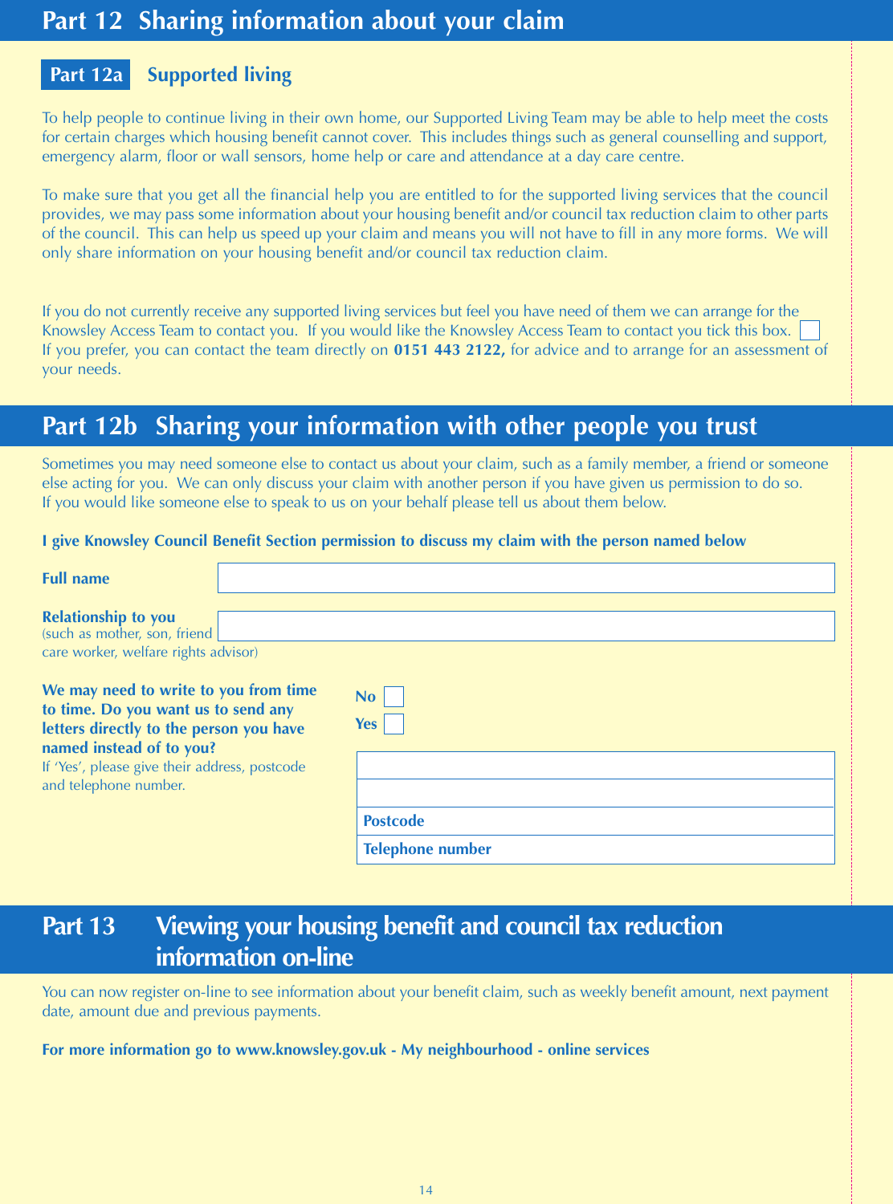# Part 12 Sharing information about your claim

## Part 12a Supported living

To help people to continue living in their own home, our Supported Living Team may be able to help meet the costs for certain charges which housing benefit cannot cover. This includes things such as general counselling and support, emergency alarm, floor or wall sensors, home help or care and attendance at a day care centre.

To make sure that you get all the financial help you are entitled to for the supported living services that the council provides, we may pass some information about your housing benefit and/or council tax reduction claim to other parts of the council. This can help us speed up your claim and means you will not have to fill in any more forms. We will only share information on your housing benefit and/or council tax reduction claim.

If you do not currently receive any supported living services but feel you have need of them we can arrange for the Knowsley Access Team to contact you. If you would like the Knowsley Access Team to contact you tick this box. ☐
If you prefer, you can contact the team directly on **0151 443 2122,** for advice and to arrange for an assessment of your needs.

# Part 12b Sharing your information with other people you trust

Sometimes you may need someone else to contact us about your claim, such as a family member, a friend or someone else acting for you. We can only discuss your claim with another person if you have given us permission to do so. If you would like someone else to speak to us on your behalf please tell us about them below.

**I give Knowsley Council Benefit Section permission to discuss my claim with the person named below**

**Full name** ____________________

**Relationship to you**
(such as mother, son, friend care worker, welfare rights advisor) ____________________

**We may need to write to you from time to time. Do you want us to send any letters directly to the person you have named instead of to you?**
If 'Yes', please give their address, postcode and telephone number.

**No** ☐
**Yes** ☐

____________________
____________________
**Postcode** ____________________
**Telephone number** ____________________

# Part 13 Viewing your housing benefit and council tax reduction information on-line

You can now register on-line to see information about your benefit claim, such as weekly benefit amount, next payment date, amount due and previous payments.

**For more information go to www.knowsley.gov.uk - My neighbourhood - online services**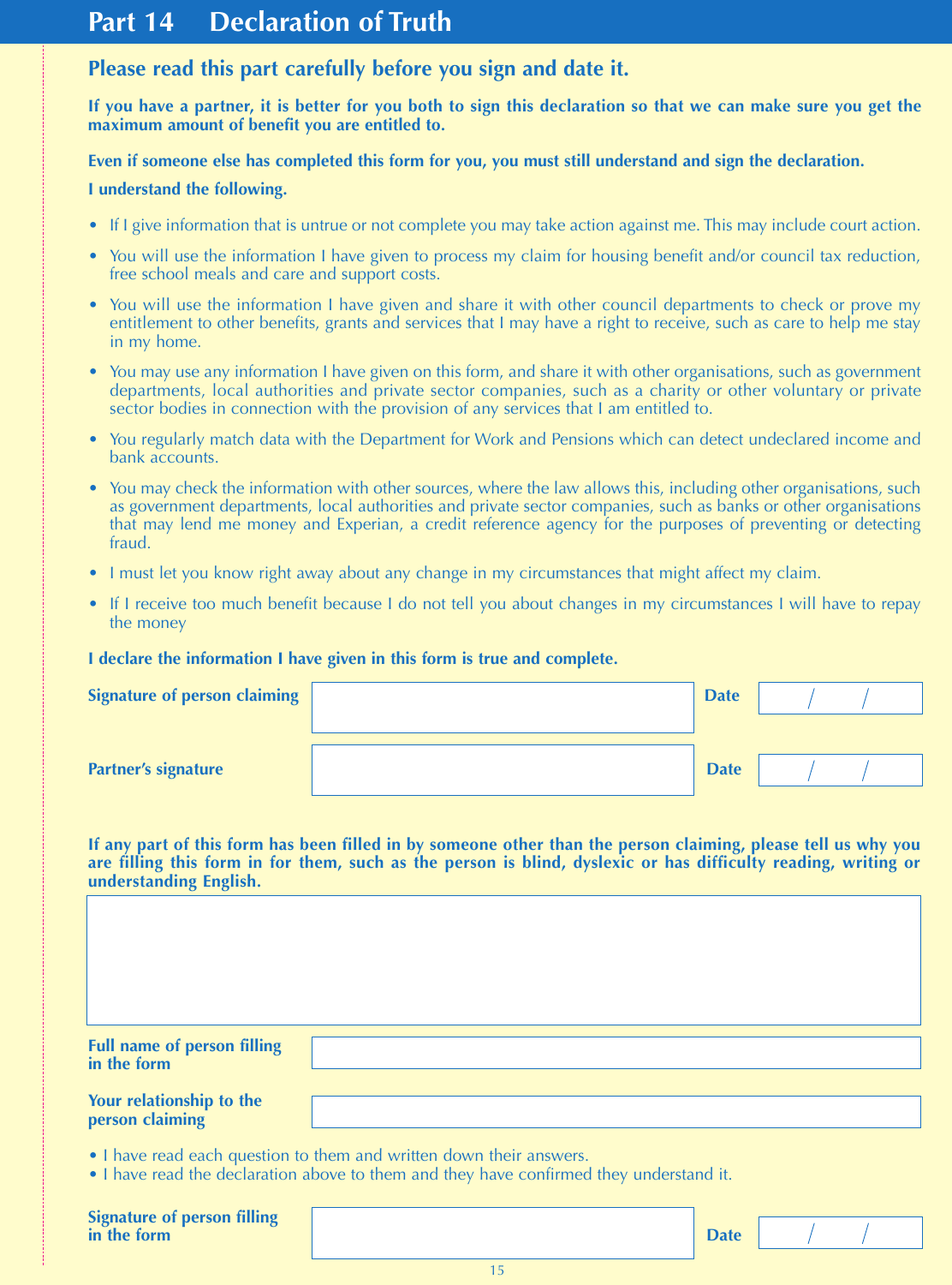# Part 14 Declaration of Truth

**Please read this part carefully before you sign and date it.**

**If you have a partner, it is better for you both to sign this declaration so that we can make sure you get the maximum amount of benefit you are entitled to.**

**Even if someone else has completed this form for you, you must still understand and sign the declaration.**

**I understand the following.**

- If I give information that is untrue or not complete you may take action against me. This may include court action.
- You will use the information I have given to process my claim for housing benefit and/or council tax reduction, free school meals and care and support costs.
- You will use the information I have given and share it with other council departments to check or prove my entitlement to other benefits, grants and services that I may have a right to receive, such as care to help me stay in my home.
- You may use any information I have given on this form, and share it with other organisations, such as government departments, local authorities and private sector companies, such as a charity or other voluntary or private sector bodies in connection with the provision of any services that I am entitled to.
- You regularly match data with the Department for Work and Pensions which can detect undeclared income and bank accounts.
- You may check the information with other sources, where the law allows this, including other organisations, such as government departments, local authorities and private sector companies, such as banks or other organisations that may lend me money and Experian, a credit reference agency for the purposes of preventing or detecting fraud.
- I must let you know right away about any change in my circumstances that might affect my claim.
- If I receive too much benefit because I do not tell you about changes in my circumstances I will have to repay the money

**I declare the information I have given in this form is true and complete.**

**Signature of person claiming** ____________________ **Date** \_\_ / \_\_ / \_\_

**Partner's signature** ____________________ **Date** \_\_ / \_\_ / \_\_

**If any part of this form has been filled in by someone other than the person claiming, please tell us why you are filling this form in for them, such as the person is blind, dyslexic or has difficulty reading, writing or understanding English.**

____________________

**Full name of person filling in the form** ____________________

**Your relationship to the person claiming** ____________________

- I have read each question to them and written down their answers.
- I have read the declaration above to them and they have confirmed they understand it.

**Signature of person filling in the form** ____________________ **Date** \_\_ / \_\_ / \_\_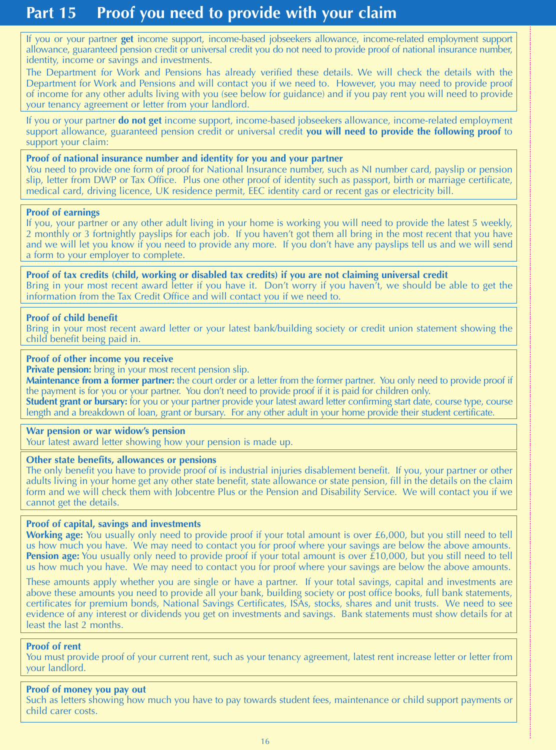# Part 15 Proof you need to provide with your claim

If you or your partner **get** income support, income-based jobseekers allowance, income-related employment support allowance, guaranteed pension credit or universal credit you do not need to provide proof of national insurance number, identity, income or savings and investments.

The Department for Work and Pensions has already verified these details. We will check the details with the Department for Work and Pensions and will contact you if we need to. However, you may need to provide proof of income for any other adults living with you (see below for guidance) and if you pay rent you will need to provide your tenancy agreement or letter from your landlord.

If you or your partner **do not get** income support, income-based jobseekers allowance, income-related employment support allowance, guaranteed pension credit or universal credit **you will need to provide the following proof** to support your claim:

**Proof of national insurance number and identity for you and your partner**
You need to provide one form of proof for National Insurance number, such as NI number card, payslip or pension slip, letter from DWP or Tax Office. Plus one other proof of identity such as passport, birth or marriage certificate, medical card, driving licence, UK residence permit, EEC identity card or recent gas or electricity bill.

**Proof of earnings**
If you, your partner or any other adult living in your home is working you will need to provide the latest 5 weekly, 2 monthly or 3 fortnightly payslips for each job. If you haven't got them all bring in the most recent that you have and we will let you know if you need to provide any more. If you don't have any payslips tell us and we will send a form to your employer to complete.

**Proof of tax credits (child, working or disabled tax credits) if you are not claiming universal credit**
Bring in your most recent award letter if you have it. Don't worry if you haven't, we should be able to get the information from the Tax Credit Office and will contact you if we need to.

**Proof of child benefit**
Bring in your most recent award letter or your latest bank/building society or credit union statement showing the child benefit being paid in.

**Proof of other income you receive**
**Private pension:** bring in your most recent pension slip.
**Maintenance from a former partner:** the court order or a letter from the former partner. You only need to provide proof if the payment is for you or your partner. You don't need to provide proof if it is paid for children only.
**Student grant or bursary:** for you or your partner provide your latest award letter confirming start date, course type, course length and a breakdown of loan, grant or bursary. For any other adult in your home provide their student certificate.

**War pension or war widow's pension**
Your latest award letter showing how your pension is made up.

**Other state benefits, allowances or pensions**
The only benefit you have to provide proof of is industrial injuries disablement benefit. If you, your partner or other adults living in your home get any other state benefit, state allowance or state pension, fill in the details on the claim form and we will check them with Jobcentre Plus or the Pension and Disability Service. We will contact you if we cannot get the details.

**Proof of capital, savings and investments**
**Working age:** You usually only need to provide proof if your total amount is over £6,000, but you still need to tell us how much you have. We may need to contact you for proof where your savings are below the above amounts.
**Pension age:** You usually only need to provide proof if your total amount is over £10,000, but you still need to tell us how much you have. We may need to contact you for proof where your savings are below the above amounts.

These amounts apply whether you are single or have a partner. If your total savings, capital and investments are above these amounts you need to provide all your bank, building society or post office books, full bank statements, certificates for premium bonds, National Savings Certificates, ISAs, stocks, shares and unit trusts. We need to see evidence of any interest or dividends you get on investments and savings. Bank statements must show details for at least the last 2 months.

**Proof of rent**
You must provide proof of your current rent, such as your tenancy agreement, latest rent increase letter or letter from your landlord.

**Proof of money you pay out**
Such as letters showing how much you have to pay towards student fees, maintenance or child support payments or child carer costs.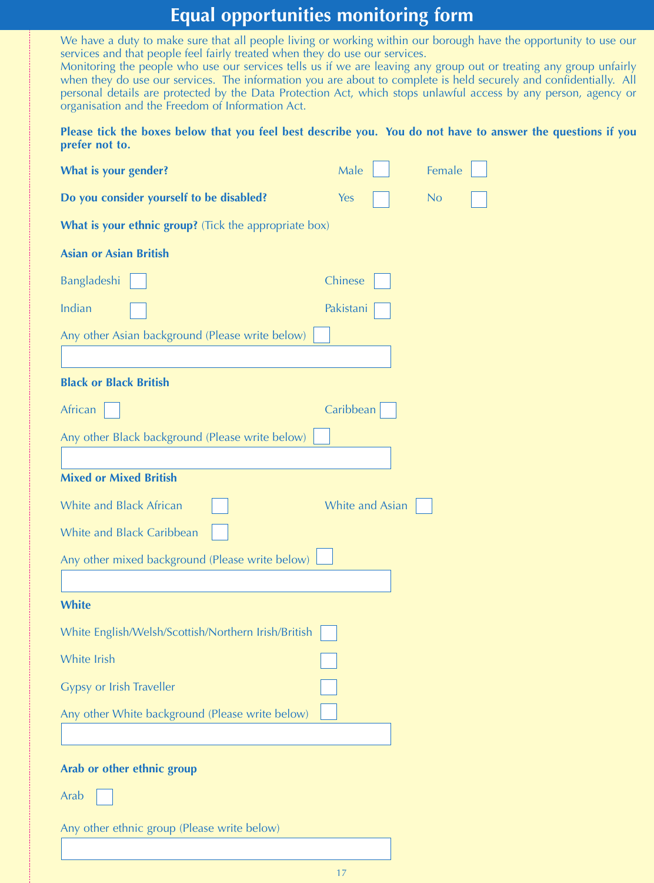# Equal opportunities monitoring form

We have a duty to make sure that all people living or working within our borough have the opportunity to use our services and that people feel fairly treated when they do use our services.

Monitoring the people who use our services tells us if we are leaving any group out or treating any group unfairly when they do use our services. The information you are about to complete is held securely and confidentially. All personal details are protected by the Data Protection Act, which stops unlawful access by any person, agency or organisation and the Freedom of Information Act.

**Please tick the boxes below that you feel best describe you. You do not have to answer the questions if you prefer not to.**

**What is your gender?** Male ☐ Female ☐

**Do you consider yourself to be disabled?** Yes ☐ No ☐

**What is your ethnic group?** (Tick the appropriate box)

**Asian or Asian British**

Bangladeshi ☐ Chinese ☐

Indian ☐ Pakistani ☐

Any other Asian background (Please write below) ☐

_______________________

**Black or Black British**

African ☐ Caribbean ☐

Any other Black background (Please write below) ☐

_______________________

**Mixed or Mixed British**

White and Black African ☐ White and Asian ☐

White and Black Caribbean ☐

Any other mixed background (Please write below) ☐

_______________________

**White**

White English/Welsh/Scottish/Northern Irish/British ☐

White Irish ☐

Gypsy or Irish Traveller ☐

Any other White background (Please write below) ☐

_______________________

**Arab or other ethnic group**

Arab ☐

Any other ethnic group (Please write below)

_______________________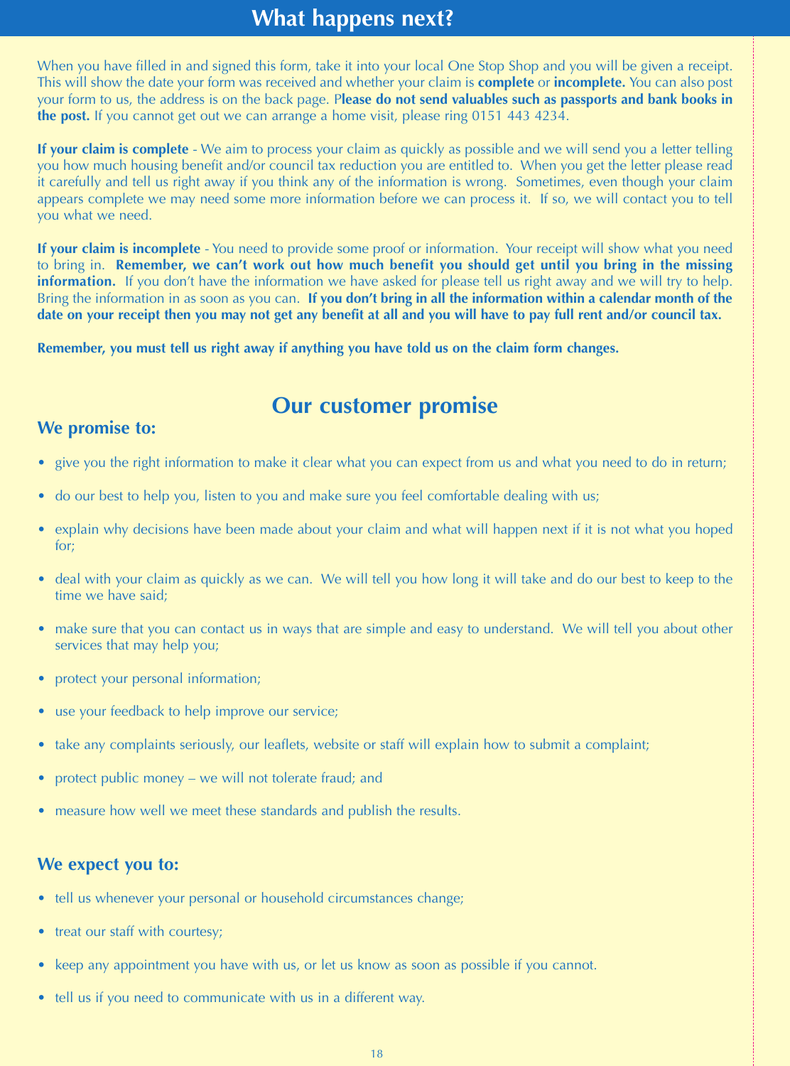# What happens next?

When you have filled in and signed this form, take it into your local One Stop Shop and you will be given a receipt. This will show the date your form was received and whether your claim is **complete** or **incomplete.** You can also post your form to us, the address is on the back page. P**lease do not send valuables such as passports and bank books in the post.** If you cannot get out we can arrange a home visit, please ring 0151 443 4234.

**If your claim is complete** - We aim to process your claim as quickly as possible and we will send you a letter telling you how much housing benefit and/or council tax reduction you are entitled to. When you get the letter please read it carefully and tell us right away if you think any of the information is wrong. Sometimes, even though your claim appears complete we may need some more information before we can process it. If so, we will contact you to tell you what we need.

**If your claim is incomplete** - You need to provide some proof or information. Your receipt will show what you need to bring in. **Remember, we can't work out how much benefit you should get until you bring in the missing information.** If you don't have the information we have asked for please tell us right away and we will try to help. Bring the information in as soon as you can. **If you don't bring in all the information within a calendar month of the date on your receipt then you may not get any benefit at all and you will have to pay full rent and/or council tax.**

**Remember, you must tell us right away if anything you have told us on the claim form changes.**

## Our customer promise

### We promise to:

- give you the right information to make it clear what you can expect from us and what you need to do in return;
- do our best to help you, listen to you and make sure you feel comfortable dealing with us;
- explain why decisions have been made about your claim and what will happen next if it is not what you hoped for;
- deal with your claim as quickly as we can. We will tell you how long it will take and do our best to keep to the time we have said;
- make sure that you can contact us in ways that are simple and easy to understand. We will tell you about other services that may help you;
- protect your personal information;
- use your feedback to help improve our service;
- take any complaints seriously, our leaflets, website or staff will explain how to submit a complaint;
- protect public money – we will not tolerate fraud; and
- measure how well we meet these standards and publish the results.

### We expect you to:

- tell us whenever your personal or household circumstances change;
- treat our staff with courtesy;
- keep any appointment you have with us, or let us know as soon as possible if you cannot.
- tell us if you need to communicate with us in a different way.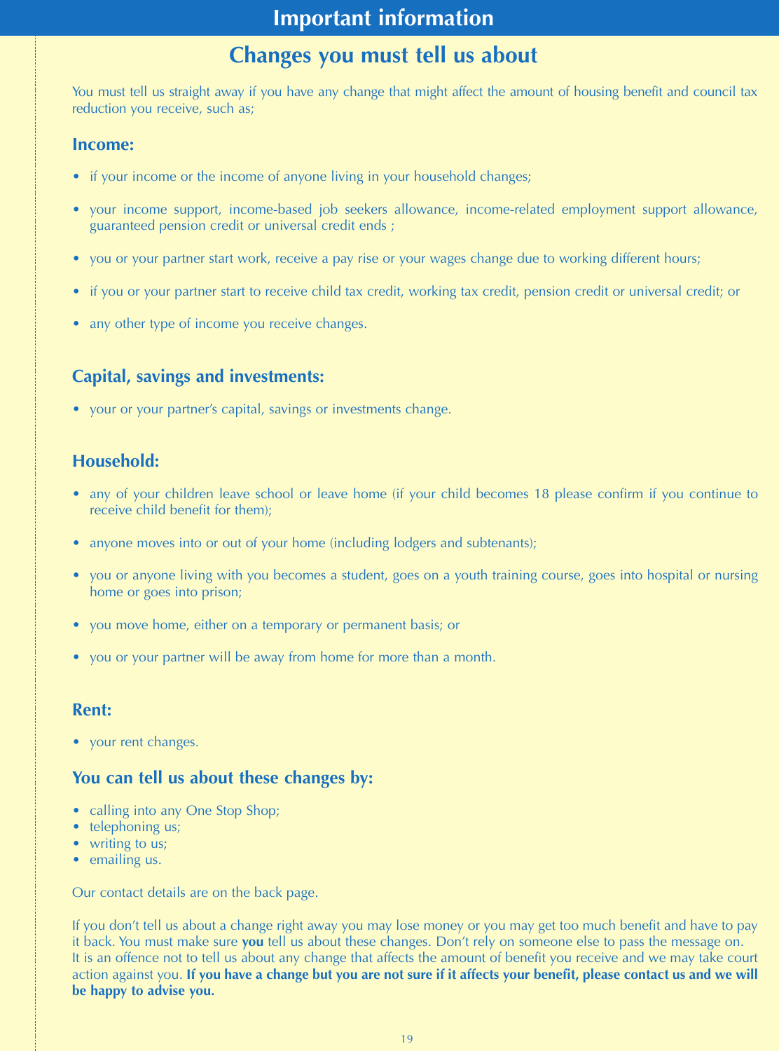# Important information

## Changes you must tell us about

You must tell us straight away if you have any change that might affect the amount of housing benefit and council tax reduction you receive, such as;

### Income:

- if your income or the income of anyone living in your household changes;
- your income support, income-based job seekers allowance, income-related employment support allowance, guaranteed pension credit or universal credit ends ;
- you or your partner start work, receive a pay rise or your wages change due to working different hours;
- if you or your partner start to receive child tax credit, working tax credit, pension credit or universal credit; or
- any other type of income you receive changes.

### Capital, savings and investments:

- your or your partner's capital, savings or investments change.

### Household:

- any of your children leave school or leave home (if your child becomes 18 please confirm if you continue to receive child benefit for them);
- anyone moves into or out of your home (including lodgers and subtenants);
- you or anyone living with you becomes a student, goes on a youth training course, goes into hospital or nursing home or goes into prison;
- you move home, either on a temporary or permanent basis; or
- you or your partner will be away from home for more than a month.

### Rent:

- your rent changes.

### You can tell us about these changes by:

- calling into any One Stop Shop;
- telephoning us;
- writing to us;
- emailing us.

Our contact details are on the back page.

If you don't tell us about a change right away you may lose money or you may get too much benefit and have to pay it back. You must make sure **you** tell us about these changes. Don't rely on someone else to pass the message on. It is an offence not to tell us about any change that affects the amount of benefit you receive and we may take court action against you. **If you have a change but you are not sure if it affects your benefit, please contact us and we will be happy to advise you.**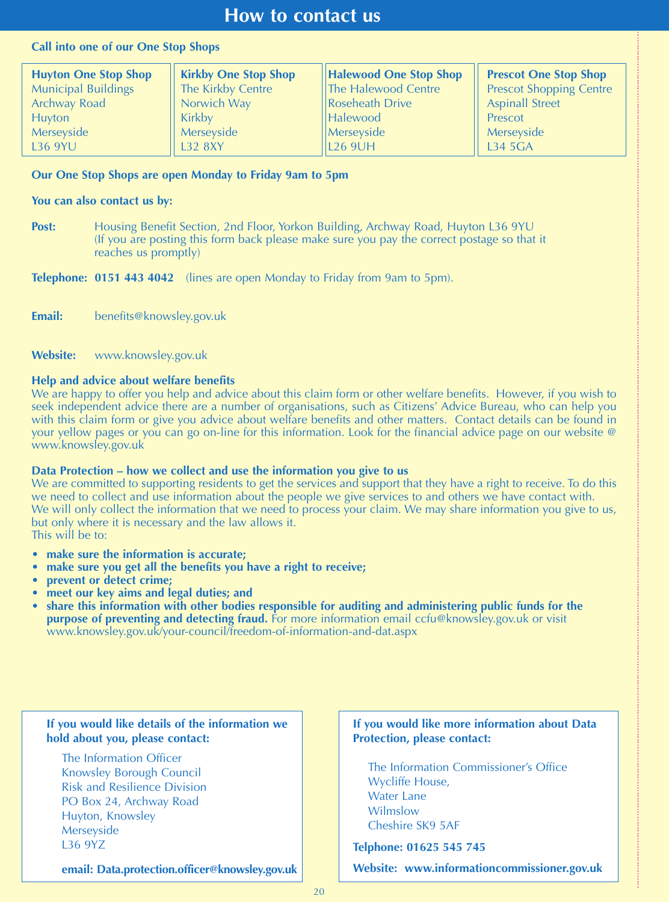# How to contact us

**Call into one of our One Stop Shops**

| **Huyton One Stop Shop** | **Kirkby One Stop Shop** | **Halewood One Stop Shop** | **Prescot One Stop Shop** |
|---|---|---|---|
| Municipal Buildings | The Kirkby Centre | The Halewood Centre | Prescot Shopping Centre |
| Archway Road | Norwich Way | Roseheath Drive | Aspinall Street |
| Huyton | Kirkby | Halewood | Prescot |
| Merseyside | Merseyside | Merseyside | Merseyside |
| L36 9YU | L32 8XY | L26 9UH | L34 5GA |

**Our One Stop Shops are open Monday to Friday 9am to 5pm**

**You can also contact us by:**

**Post:** Housing Benefit Section, 2nd Floor, Yorkon Building, Archway Road, Huyton L36 9YU
(If you are posting this form back please make sure you pay the correct postage so that it reaches us promptly)

**Telephone: 0151 443 4042** (lines are open Monday to Friday from 9am to 5pm).

**Email:** benefits@knowsley.gov.uk

**Website:** www.knowsley.gov.uk

**Help and advice about welfare benefits**
We are happy to offer you help and advice about this claim form or other welfare benefits. However, if you wish to seek independent advice there are a number of organisations, such as Citizens' Advice Bureau, who can help you with this claim form or give you advice about welfare benefits and other matters. Contact details can be found in your yellow pages or you can go on-line for this information. Look for the financial advice page on our website @ www.knowsley.gov.uk

**Data Protection – how we collect and use the information you give to us**
We are committed to supporting residents to get the services and support that they have a right to receive. To do this we need to collect and use information about the people we give services to and others we have contact with. We will only collect the information that we need to process your claim. We may share information you give to us, but only where it is necessary and the law allows it.
This will be to:

- **make sure the information is accurate;**
- **make sure you get all the benefits you have a right to receive;**
- **prevent or detect crime;**
- **meet our key aims and legal duties; and**
- **share this information with other bodies responsible for auditing and administering public funds for the purpose of preventing and detecting fraud.** For more information email ccfu@knowsley.gov.uk or visit www.knowsley.gov.uk/your-council/freedom-of-information-and-dat.aspx

**If you would like details of the information we hold about you, please contact:**

The Information Officer
Knowsley Borough Council
Risk and Resilience Division
PO Box 24, Archway Road
Huyton, Knowsley
Merseyside
L36 9YZ

**email: Data.protection.officer@knowsley.gov.uk**

**If you would like more information about Data Protection, please contact:**

The Information Commissioner's Office
Wycliffe House,
Water Lane
Wilmslow
Cheshire SK9 5AF

**Telphone: 01625 545 745**

**Website: www.informationcommissioner.gov.uk**